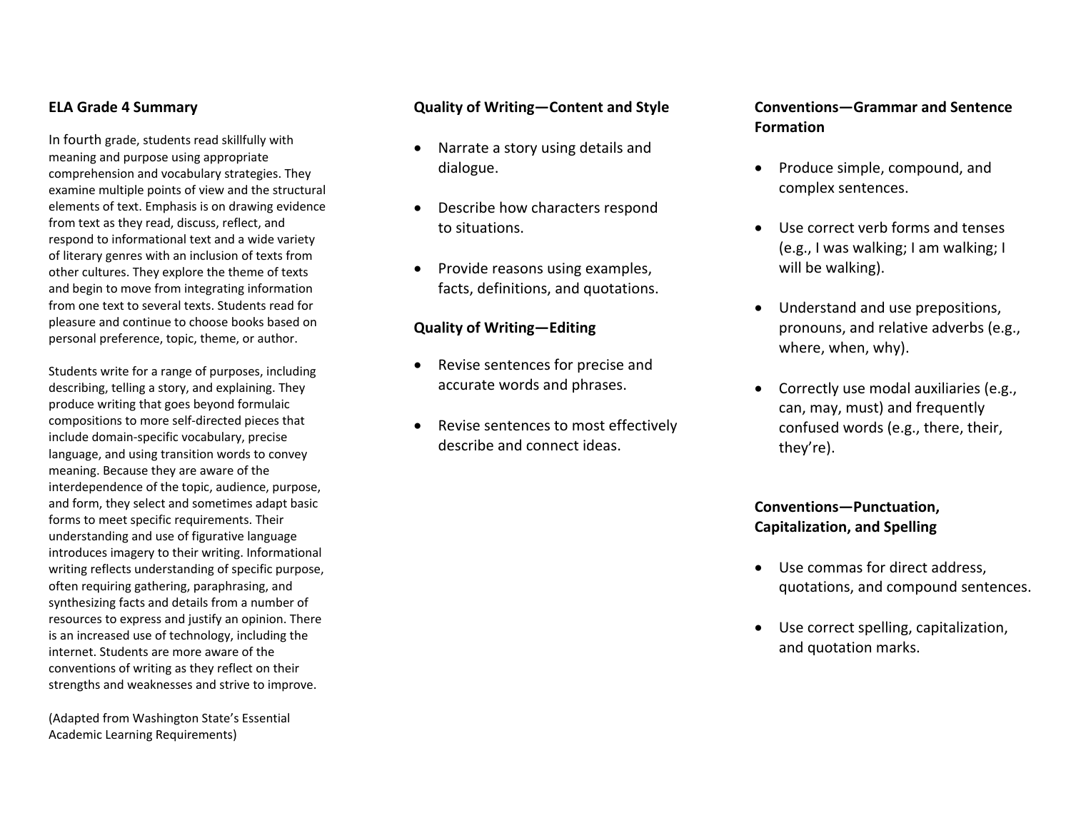## ELA Grade 4 Summary

In fourth grade, students read skillfully with meaning and purpose using appropriate comprehension and vocabulary strategies. They examine multiple points of view and the structural elements of text. Emphasis is on drawing evidence from text as they read, discuss, reflect, and respond to informational text and a wide variety of literary genres with an inclusion of texts from other cultures. They explore the theme of texts and begin to move from integrating information from one text to several texts. Students read for pleasure and continue to choose books based on personal preference, topic, theme, or author.

Students write for a range of purposes, including describing, telling a story, and explaining. They produce writing that goes beyond formulaic compositions to more self-directed pieces that include domain-specific vocabulary, precise language, and using transition words to convey meaning. Because they are aware of the interdependence of the topic, audience, purpose, and form, they select and sometimes adapt basic forms to meet specific requirements. Their understanding and use of figurative language introduces imagery to their writing. Informational writing reflects understanding of specific purpose, often requiring gathering, paraphrasing, and synthesizing facts and details from a number of resources to express and justify an opinion. There is an increased use of technology, including the internet. Students are more aware of the conventions of writing as they reflect on their strengths and weaknesses and strive to improve.

(Adapted from Washington State's Essential Academic Learning Requirements)

### Quality of Writing—Content and Style

- Narrate a story using details and dialogue.
- Describe how characters respond to situations.
- Provide reasons using examples, facts, definitions, and quotations.

### Quality of Writing—Editing

- Revise sentences for precise and accurate words and phrases.
- Revise sentences to most effectively describe and connect ideas.

### Conventions—Grammar and Sentence Formation

- Produce simple, compound, and complex sentences.
- Use correct verb forms and tenses (e.g., I was walking; I am walking; I will be walking).
- Understand and use prepositions, pronouns, and relative adverbs (e.g., where, when, why).
- Correctly use modal auxiliaries (e.g., can, may, must) and frequently confused words (e.g., there, their, they're).

### Conventions—Punctuation, Capitalization, and Spelling

- Use commas for direct address, quotations, and compound sentences.
- Use correct spelling, capitalization, and quotation marks.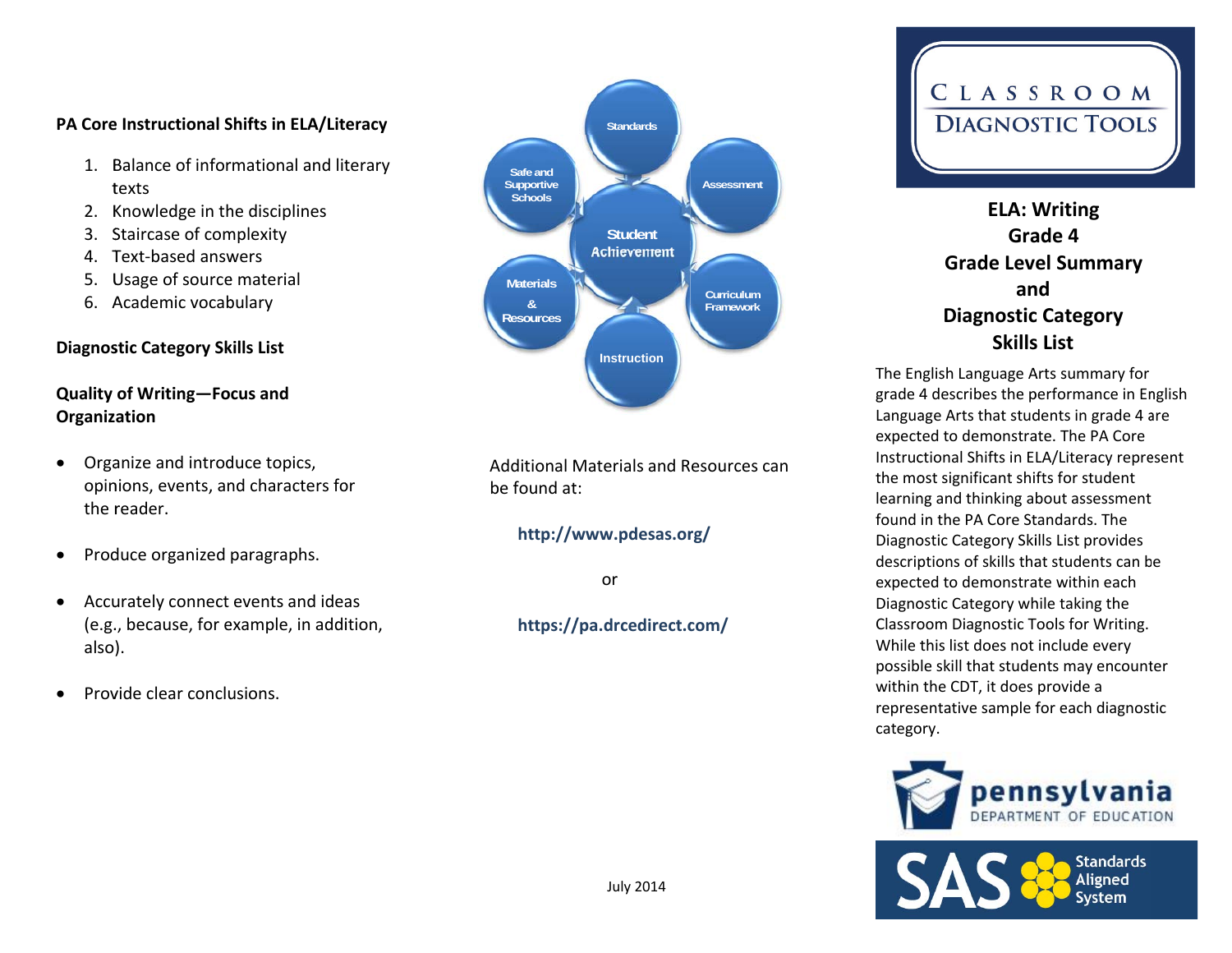**PA Core Instructional Shifts in ELA/Literacy**

1. Balance of informational and literary texts
2. Knowledge in the disciplines
3. Staircase of complexity
4. Text-based answers
5. Usage of source material
6. Academic vocabulary

**Diagnostic Category Skills List**

**Quality of Writing—Focus and Organization**

- Organize and introduce topics, opinions, events, and characters for the reader.
- Produce organized paragraphs.
- Accurately connect events and ideas (e.g., because, for example, in addition, also).
- Provide clear conclusions.

Standards
Assessment
Curriculum Framework
Instruction
Materials & Resources
Safe and Supportive Schools
Student Achievement

Additional Materials and Resources can be found at:

**http://www.pdesas.org/**

or

**https://pa.drcedirect.com/**

July 2014

# CLASSROOM DIAGNOSTIC TOOLS

## ELA: Writing Grade 4 Grade Level Summary and Diagnostic Category Skills List

The English Language Arts summary for grade 4 describes the performance in English Language Arts that students in grade 4 are expected to demonstrate. The PA Core Instructional Shifts in ELA/Literacy represent the most significant shifts for student learning and thinking about assessment found in the PA Core Standards. The Diagnostic Category Skills List provides descriptions of skills that students can be expected to demonstrate within each Diagnostic Category while taking the Classroom Diagnostic Tools for Writing. While this list does not include every possible skill that students may encounter within the CDT, it does provide a representative sample for each diagnostic category.

pennsylvania DEPARTMENT OF EDUCATION

SAS Standards Aligned System